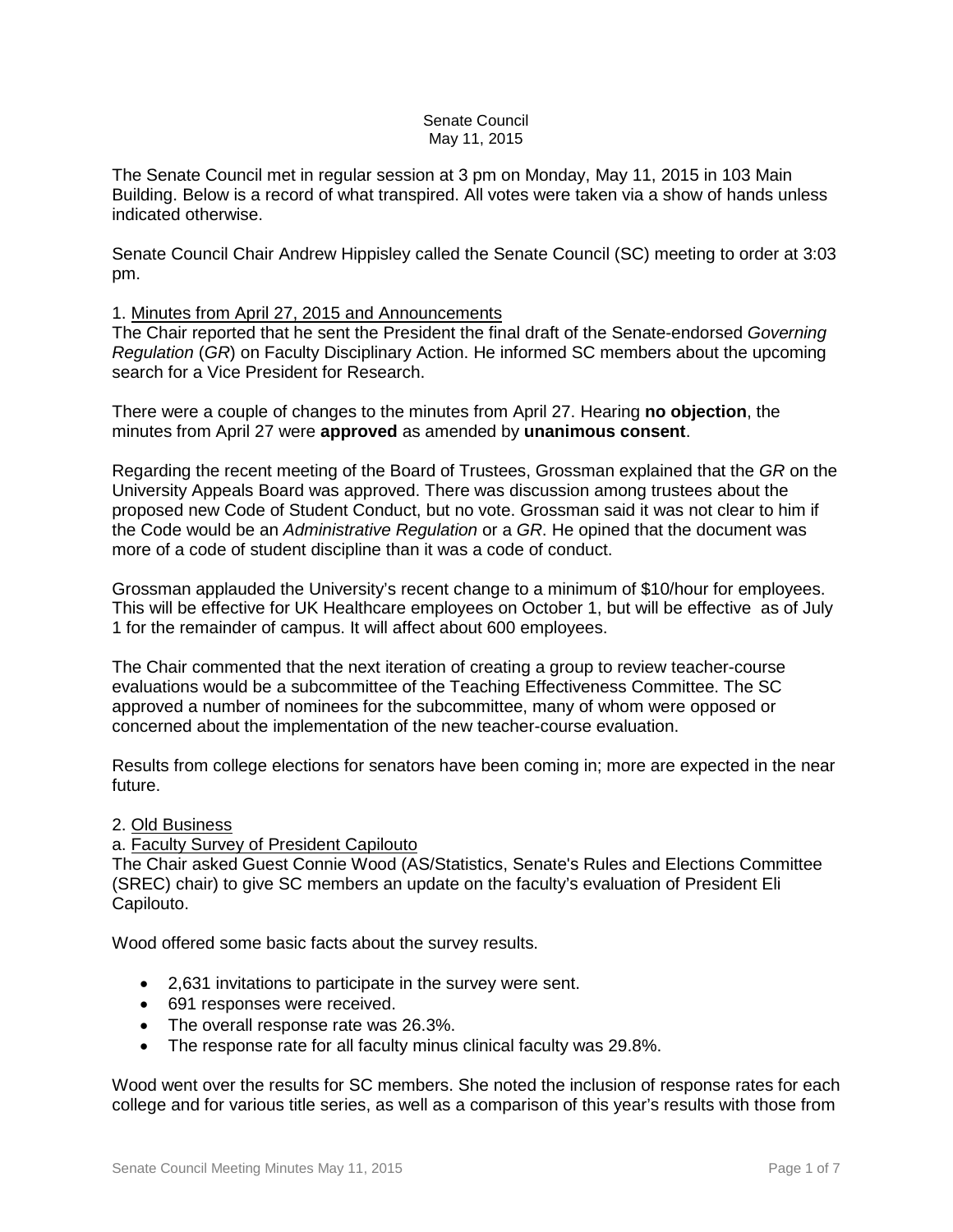Senate Council
May 11, 2015

The Senate Council met in regular session at 3 pm on Monday, May 11, 2015 in 103 Main Building. Below is a record of what transpired. All votes were taken via a show of hands unless indicated otherwise.

Senate Council Chair Andrew Hippisley called the Senate Council (SC) meeting to order at 3:03 pm.

1. Minutes from April 27, 2015 and Announcements

The Chair reported that he sent the President the final draft of the Senate-endorsed *Governing Regulation* (*GR*) on Faculty Disciplinary Action. He informed SC members about the upcoming search for a Vice President for Research.

There were a couple of changes to the minutes from April 27. Hearing **no objection**, the minutes from April 27 were **approved** as amended by **unanimous consent**.

Regarding the recent meeting of the Board of Trustees, Grossman explained that the *GR* on the University Appeals Board was approved. There was discussion among trustees about the proposed new Code of Student Conduct, but no vote. Grossman said it was not clear to him if the Code would be an *Administrative Regulation* or a *GR*. He opined that the document was more of a code of student discipline than it was a code of conduct.

Grossman applauded the University's recent change to a minimum of $10/hour for employees. This will be effective for UK Healthcare employees on October 1, but will be effective as of July 1 for the remainder of campus. It will affect about 600 employees.

The Chair commented that the next iteration of creating a group to review teacher-course evaluations would be a subcommittee of the Teaching Effectiveness Committee. The SC approved a number of nominees for the subcommittee, many of whom were opposed or concerned about the implementation of the new teacher-course evaluation.

Results from college elections for senators have been coming in; more are expected in the near future.

2. Old Business

a. Faculty Survey of President Capilouto

The Chair asked Guest Connie Wood (AS/Statistics, Senate's Rules and Elections Committee (SREC) chair) to give SC members an update on the faculty's evaluation of President Eli Capilouto.

Wood offered some basic facts about the survey results.

- 2,631 invitations to participate in the survey were sent.
- 691 responses were received.
- The overall response rate was 26.3%.
- The response rate for all faculty minus clinical faculty was 29.8%.

Wood went over the results for SC members. She noted the inclusion of response rates for each college and for various title series, as well as a comparison of this year's results with those from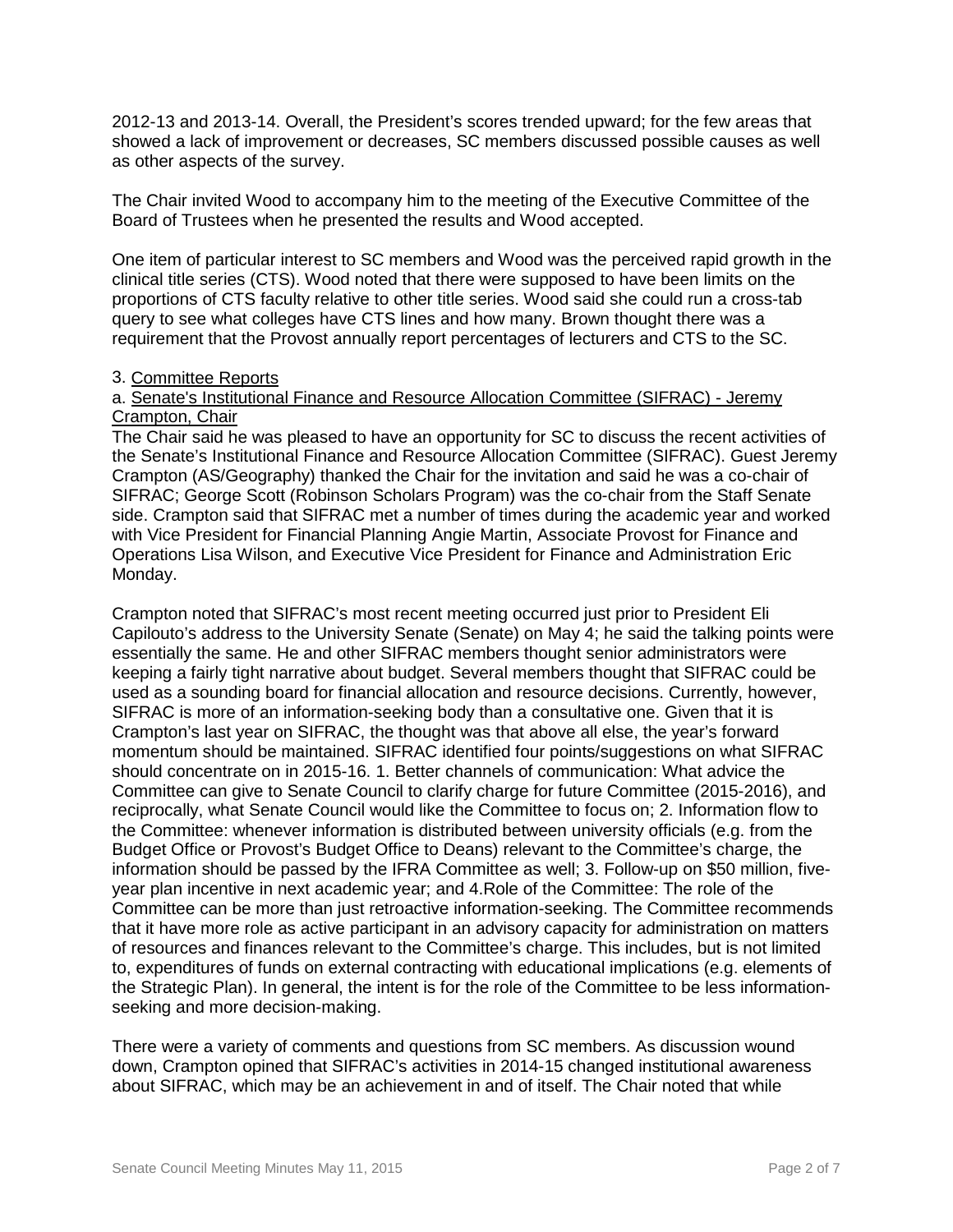2012-13 and 2013-14. Overall, the President's scores trended upward; for the few areas that showed a lack of improvement or decreases, SC members discussed possible causes as well as other aspects of the survey.

The Chair invited Wood to accompany him to the meeting of the Executive Committee of the Board of Trustees when he presented the results and Wood accepted.

One item of particular interest to SC members and Wood was the perceived rapid growth in the clinical title series (CTS). Wood noted that there were supposed to have been limits on the proportions of CTS faculty relative to other title series. Wood said she could run a cross-tab query to see what colleges have CTS lines and how many. Brown thought there was a requirement that the Provost annually report percentages of lecturers and CTS to the SC.

3. Committee Reports

a. Senate's Institutional Finance and Resource Allocation Committee (SIFRAC) - Jeremy Crampton, Chair

The Chair said he was pleased to have an opportunity for SC to discuss the recent activities of the Senate's Institutional Finance and Resource Allocation Committee (SIFRAC). Guest Jeremy Crampton (AS/Geography) thanked the Chair for the invitation and said he was a co-chair of SIFRAC; George Scott (Robinson Scholars Program) was the co-chair from the Staff Senate side. Crampton said that SIFRAC met a number of times during the academic year and worked with Vice President for Financial Planning Angie Martin, Associate Provost for Finance and Operations Lisa Wilson, and Executive Vice President for Finance and Administration Eric Monday.

Crampton noted that SIFRAC's most recent meeting occurred just prior to President Eli Capilouto's address to the University Senate (Senate) on May 4; he said the talking points were essentially the same. He and other SIFRAC members thought senior administrators were keeping a fairly tight narrative about budget. Several members thought that SIFRAC could be used as a sounding board for financial allocation and resource decisions. Currently, however, SIFRAC is more of an information-seeking body than a consultative one. Given that it is Crampton's last year on SIFRAC, the thought was that above all else, the year's forward momentum should be maintained. SIFRAC identified four points/suggestions on what SIFRAC should concentrate on in 2015-16. 1. Better channels of communication: What advice the Committee can give to Senate Council to clarify charge for future Committee (2015-2016), and reciprocally, what Senate Council would like the Committee to focus on; 2. Information flow to the Committee: whenever information is distributed between university officials (e.g. from the Budget Office or Provost's Budget Office to Deans) relevant to the Committee's charge, the information should be passed by the IFRA Committee as well; 3. Follow-up on $50 million, five-year plan incentive in next academic year; and 4.Role of the Committee: The role of the Committee can be more than just retroactive information-seeking. The Committee recommends that it have more role as active participant in an advisory capacity for administration on matters of resources and finances relevant to the Committee's charge. This includes, but is not limited to, expenditures of funds on external contracting with educational implications (e.g. elements of the Strategic Plan). In general, the intent is for the role of the Committee to be less information-seeking and more decision-making.

There were a variety of comments and questions from SC members. As discussion wound down, Crampton opined that SIFRAC's activities in 2014-15 changed institutional awareness about SIFRAC, which may be an achievement in and of itself. The Chair noted that while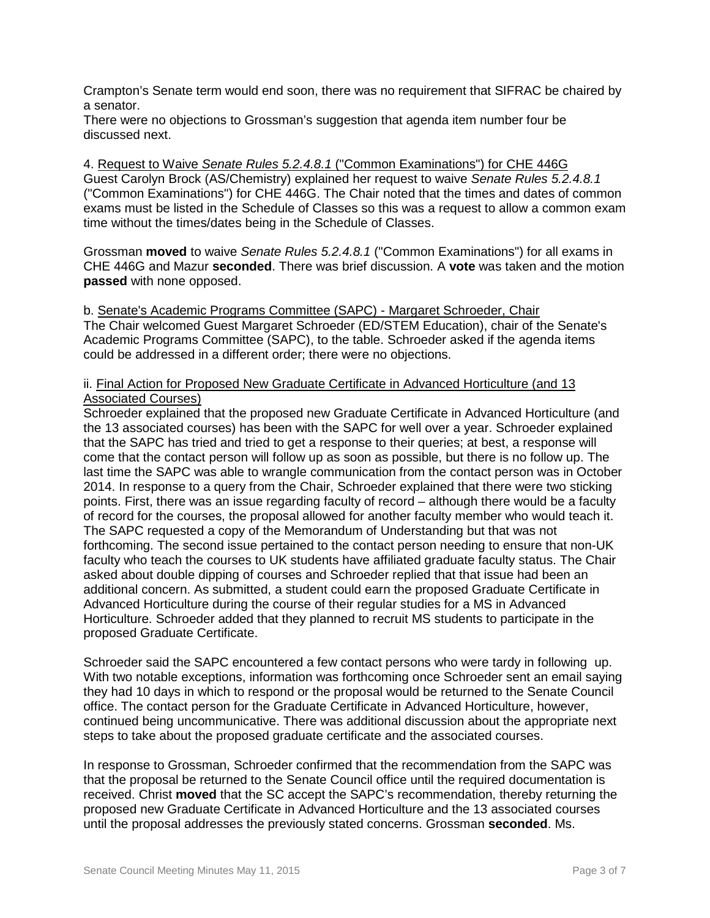Crampton's Senate term would end soon, there was no requirement that SIFRAC be chaired by a senator.

There were no objections to Grossman's suggestion that agenda item number four be discussed next.

4. Request to Waive *Senate Rules 5.2.4.8.1* ("Common Examinations") for CHE 446G

Guest Carolyn Brock (AS/Chemistry) explained her request to waive *Senate Rules 5.2.4.8.1* ("Common Examinations") for CHE 446G. The Chair noted that the times and dates of common exams must be listed in the Schedule of Classes so this was a request to allow a common exam time without the times/dates being in the Schedule of Classes.

Grossman **moved** to waive *Senate Rules 5.2.4.8.1* ("Common Examinations") for all exams in CHE 446G and Mazur **seconded**. There was brief discussion. A **vote** was taken and the motion **passed** with none opposed.

b. Senate's Academic Programs Committee (SAPC) - Margaret Schroeder, Chair

The Chair welcomed Guest Margaret Schroeder (ED/STEM Education), chair of the Senate's Academic Programs Committee (SAPC), to the table. Schroeder asked if the agenda items could be addressed in a different order; there were no objections.

ii. Final Action for Proposed New Graduate Certificate in Advanced Horticulture (and 13 Associated Courses)

Schroeder explained that the proposed new Graduate Certificate in Advanced Horticulture (and the 13 associated courses) has been with the SAPC for well over a year. Schroeder explained that the SAPC has tried and tried to get a response to their queries; at best, a response will come that the contact person will follow up as soon as possible, but there is no follow up. The last time the SAPC was able to wrangle communication from the contact person was in October 2014. In response to a query from the Chair, Schroeder explained that there were two sticking points. First, there was an issue regarding faculty of record – although there would be a faculty of record for the courses, the proposal allowed for another faculty member who would teach it. The SAPC requested a copy of the Memorandum of Understanding but that was not forthcoming. The second issue pertained to the contact person needing to ensure that non-UK faculty who teach the courses to UK students have affiliated graduate faculty status. The Chair asked about double dipping of courses and Schroeder replied that that issue had been an additional concern. As submitted, a student could earn the proposed Graduate Certificate in Advanced Horticulture during the course of their regular studies for a MS in Advanced Horticulture. Schroeder added that they planned to recruit MS students to participate in the proposed Graduate Certificate.

Schroeder said the SAPC encountered a few contact persons who were tardy in following up. With two notable exceptions, information was forthcoming once Schroeder sent an email saying they had 10 days in which to respond or the proposal would be returned to the Senate Council office. The contact person for the Graduate Certificate in Advanced Horticulture, however, continued being uncommunicative. There was additional discussion about the appropriate next steps to take about the proposed graduate certificate and the associated courses.

In response to Grossman, Schroeder confirmed that the recommendation from the SAPC was that the proposal be returned to the Senate Council office until the required documentation is received. Christ **moved** that the SC accept the SAPC's recommendation, thereby returning the proposed new Graduate Certificate in Advanced Horticulture and the 13 associated courses until the proposal addresses the previously stated concerns. Grossman **seconded**. Ms.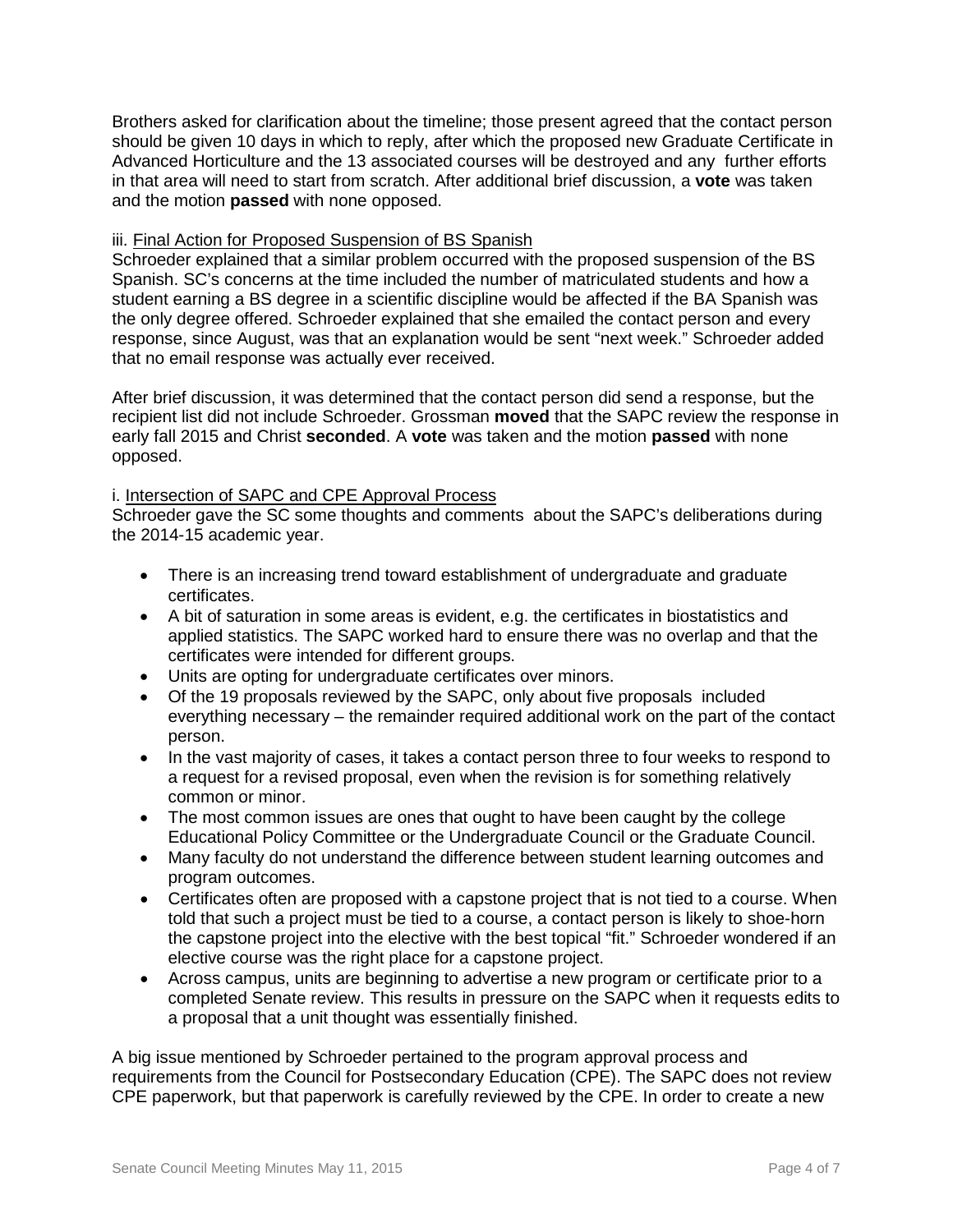Brothers asked for clarification about the timeline; those present agreed that the contact person should be given 10 days in which to reply, after which the proposed new Graduate Certificate in Advanced Horticulture and the 13 associated courses will be destroyed and any further efforts in that area will need to start from scratch. After additional brief discussion, a **vote** was taken and the motion **passed** with none opposed.

iii. Final Action for Proposed Suspension of BS Spanish

Schroeder explained that a similar problem occurred with the proposed suspension of the BS Spanish. SC's concerns at the time included the number of matriculated students and how a student earning a BS degree in a scientific discipline would be affected if the BA Spanish was the only degree offered. Schroeder explained that she emailed the contact person and every response, since August, was that an explanation would be sent "next week." Schroeder added that no email response was actually ever received.

After brief discussion, it was determined that the contact person did send a response, but the recipient list did not include Schroeder. Grossman **moved** that the SAPC review the response in early fall 2015 and Christ **seconded**. A **vote** was taken and the motion **passed** with none opposed.

i. Intersection of SAPC and CPE Approval Process

Schroeder gave the SC some thoughts and comments about the SAPC's deliberations during the 2014-15 academic year.

- There is an increasing trend toward establishment of undergraduate and graduate certificates.
- A bit of saturation in some areas is evident, e.g. the certificates in biostatistics and applied statistics. The SAPC worked hard to ensure there was no overlap and that the certificates were intended for different groups.
- Units are opting for undergraduate certificates over minors.
- Of the 19 proposals reviewed by the SAPC, only about five proposals included everything necessary – the remainder required additional work on the part of the contact person.
- In the vast majority of cases, it takes a contact person three to four weeks to respond to a request for a revised proposal, even when the revision is for something relatively common or minor.
- The most common issues are ones that ought to have been caught by the college Educational Policy Committee or the Undergraduate Council or the Graduate Council.
- Many faculty do not understand the difference between student learning outcomes and program outcomes.
- Certificates often are proposed with a capstone project that is not tied to a course. When told that such a project must be tied to a course, a contact person is likely to shoe-horn the capstone project into the elective with the best topical "fit." Schroeder wondered if an elective course was the right place for a capstone project.
- Across campus, units are beginning to advertise a new program or certificate prior to a completed Senate review. This results in pressure on the SAPC when it requests edits to a proposal that a unit thought was essentially finished.

A big issue mentioned by Schroeder pertained to the program approval process and requirements from the Council for Postsecondary Education (CPE). The SAPC does not review CPE paperwork, but that paperwork is carefully reviewed by the CPE. In order to create a new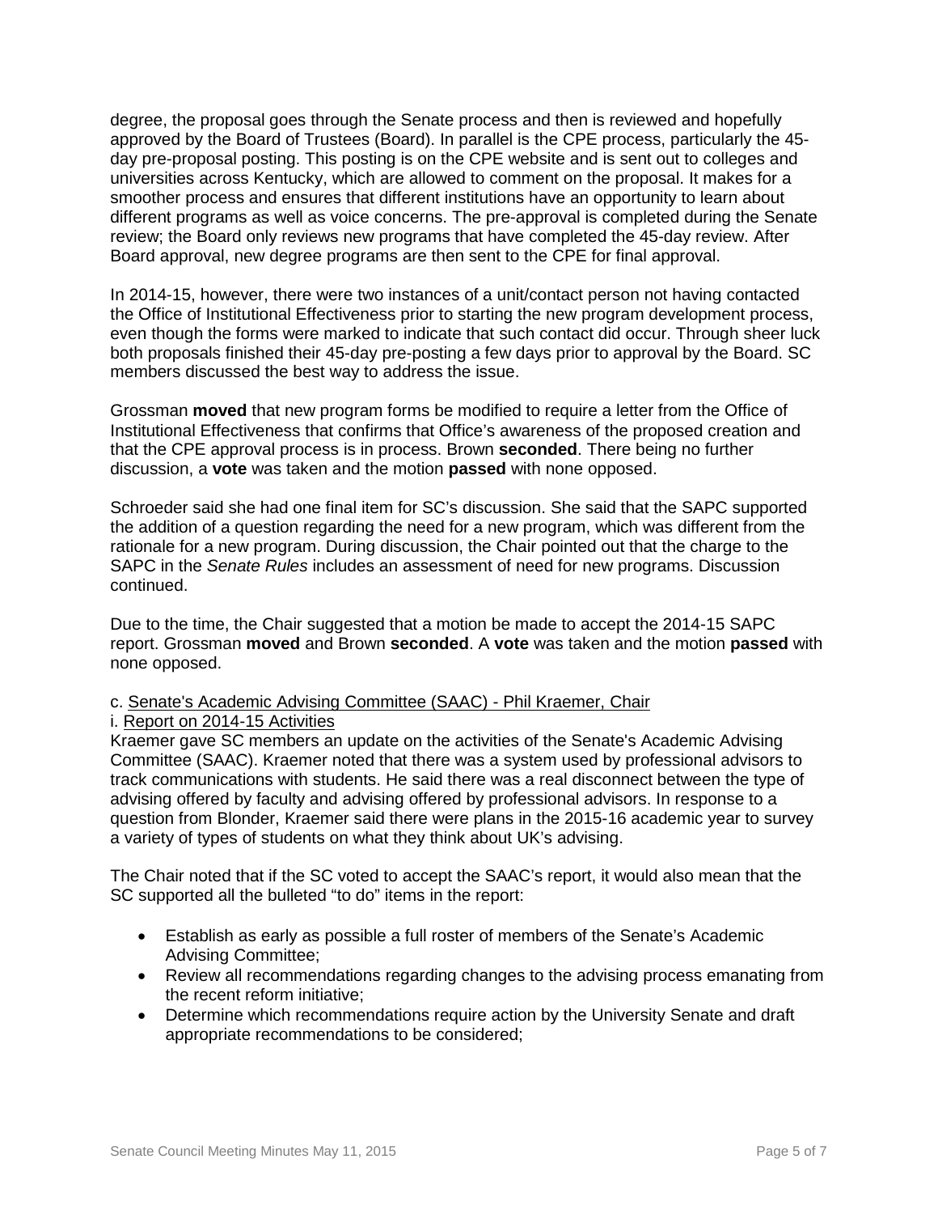degree, the proposal goes through the Senate process and then is reviewed and hopefully approved by the Board of Trustees (Board). In parallel is the CPE process, particularly the 45-day pre-proposal posting. This posting is on the CPE website and is sent out to colleges and universities across Kentucky, which are allowed to comment on the proposal. It makes for a smoother process and ensures that different institutions have an opportunity to learn about different programs as well as voice concerns. The pre-approval is completed during the Senate review; the Board only reviews new programs that have completed the 45-day review. After Board approval, new degree programs are then sent to the CPE for final approval.

In 2014-15, however, there were two instances of a unit/contact person not having contacted the Office of Institutional Effectiveness prior to starting the new program development process, even though the forms were marked to indicate that such contact did occur. Through sheer luck both proposals finished their 45-day pre-posting a few days prior to approval by the Board. SC members discussed the best way to address the issue.

Grossman **moved** that new program forms be modified to require a letter from the Office of Institutional Effectiveness that confirms that Office's awareness of the proposed creation and that the CPE approval process is in process. Brown **seconded**. There being no further discussion, a **vote** was taken and the motion **passed** with none opposed.

Schroeder said she had one final item for SC's discussion. She said that the SAPC supported the addition of a question regarding the need for a new program, which was different from the rationale for a new program. During discussion, the Chair pointed out that the charge to the SAPC in the *Senate Rules* includes an assessment of need for new programs. Discussion continued.

Due to the time, the Chair suggested that a motion be made to accept the 2014-15 SAPC report. Grossman **moved** and Brown **seconded**. A **vote** was taken and the motion **passed** with none opposed.

c. Senate's Academic Advising Committee (SAAC) - Phil Kraemer, Chair

i. Report on 2014-15 Activities

Kraemer gave SC members an update on the activities of the Senate's Academic Advising Committee (SAAC). Kraemer noted that there was a system used by professional advisors to track communications with students. He said there was a real disconnect between the type of advising offered by faculty and advising offered by professional advisors. In response to a question from Blonder, Kraemer said there were plans in the 2015-16 academic year to survey a variety of types of students on what they think about UK's advising.

The Chair noted that if the SC voted to accept the SAAC's report, it would also mean that the SC supported all the bulleted "to do" items in the report:

- Establish as early as possible a full roster of members of the Senate's Academic Advising Committee;
- Review all recommendations regarding changes to the advising process emanating from the recent reform initiative;
- Determine which recommendations require action by the University Senate and draft appropriate recommendations to be considered;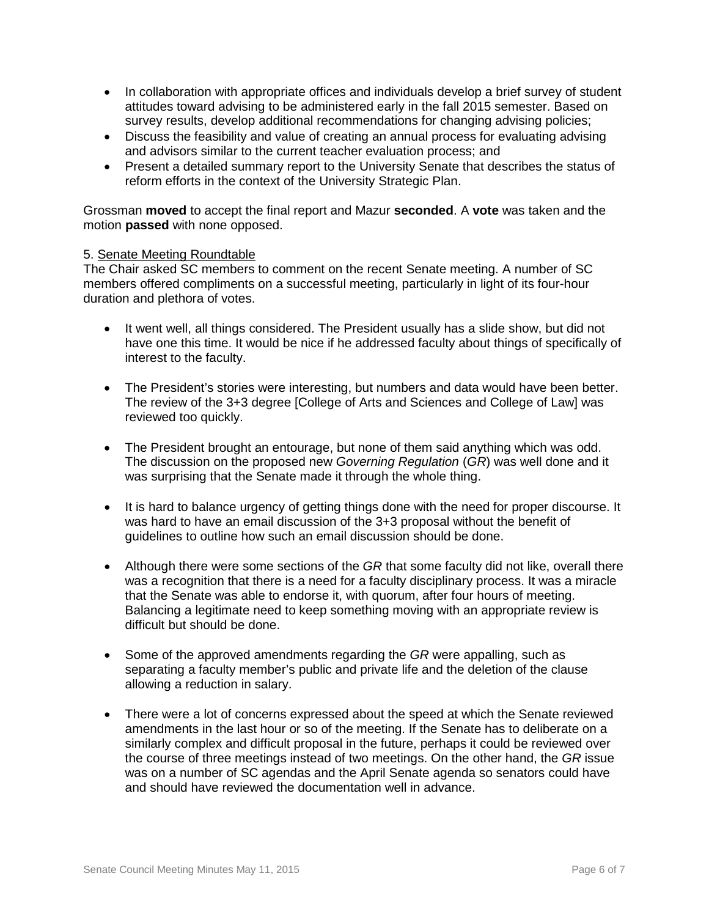- In collaboration with appropriate offices and individuals develop a brief survey of student attitudes toward advising to be administered early in the fall 2015 semester. Based on survey results, develop additional recommendations for changing advising policies;
- Discuss the feasibility and value of creating an annual process for evaluating advising and advisors similar to the current teacher evaluation process; and
- Present a detailed summary report to the University Senate that describes the status of reform efforts in the context of the University Strategic Plan.

Grossman **moved** to accept the final report and Mazur **seconded**. A **vote** was taken and the motion **passed** with none opposed.

5. Senate Meeting Roundtable

The Chair asked SC members to comment on the recent Senate meeting. A number of SC members offered compliments on a successful meeting, particularly in light of its four-hour duration and plethora of votes.

- It went well, all things considered. The President usually has a slide show, but did not have one this time. It would be nice if he addressed faculty about things of specifically of interest to the faculty.

- The President's stories were interesting, but numbers and data would have been better. The review of the 3+3 degree [College of Arts and Sciences and College of Law] was reviewed too quickly.

- The President brought an entourage, but none of them said anything which was odd. The discussion on the proposed new *Governing Regulation* (*GR*) was well done and it was surprising that the Senate made it through the whole thing.

- It is hard to balance urgency of getting things done with the need for proper discourse. It was hard to have an email discussion of the 3+3 proposal without the benefit of guidelines to outline how such an email discussion should be done.

- Although there were some sections of the *GR* that some faculty did not like, overall there was a recognition that there is a need for a faculty disciplinary process. It was a miracle that the Senate was able to endorse it, with quorum, after four hours of meeting. Balancing a legitimate need to keep something moving with an appropriate review is difficult but should be done.

- Some of the approved amendments regarding the *GR* were appalling, such as separating a faculty member's public and private life and the deletion of the clause allowing a reduction in salary.

- There were a lot of concerns expressed about the speed at which the Senate reviewed amendments in the last hour or so of the meeting. If the Senate has to deliberate on a similarly complex and difficult proposal in the future, perhaps it could be reviewed over the course of three meetings instead of two meetings. On the other hand, the *GR* issue was on a number of SC agendas and the April Senate agenda so senators could have and should have reviewed the documentation well in advance.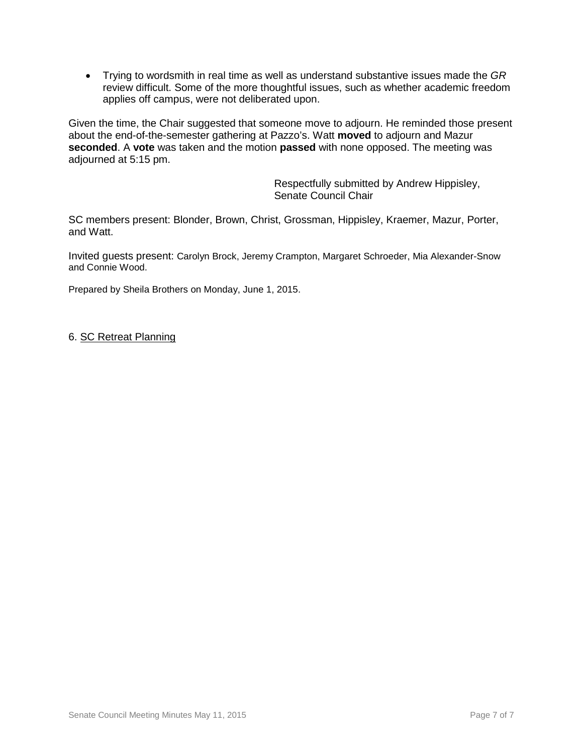- Trying to wordsmith in real time as well as understand substantive issues made the *GR* review difficult. Some of the more thoughtful issues, such as whether academic freedom applies off campus, were not deliberated upon.

Given the time, the Chair suggested that someone move to adjourn. He reminded those present about the end-of-the-semester gathering at Pazzo's. Watt **moved** to adjourn and Mazur **seconded**. A **vote** was taken and the motion **passed** with none opposed. The meeting was adjourned at 5:15 pm.

Respectfully submitted by Andrew Hippisley,
Senate Council Chair

SC members present: Blonder, Brown, Christ, Grossman, Hippisley, Kraemer, Mazur, Porter, and Watt.

Invited guests present: Carolyn Brock, Jeremy Crampton, Margaret Schroeder, Mia Alexander-Snow and Connie Wood.

Prepared by Sheila Brothers on Monday, June 1, 2015.

6. SC Retreat Planning